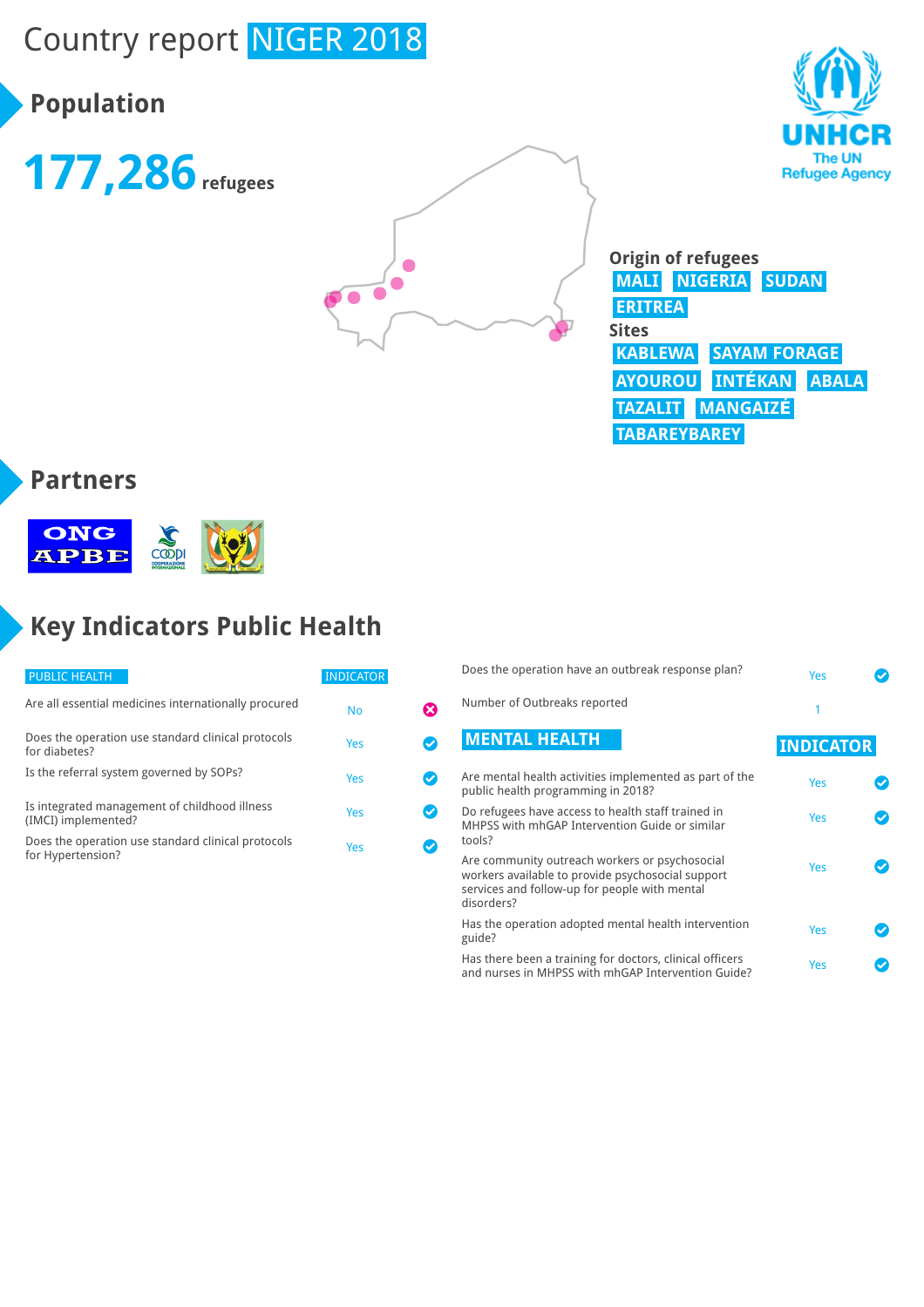# Country report NIGER 2018

## Population

**177,286** refugees

**Origin of refugees**
MALI NIGERIA SUDAN ERITREA

**Sites**
KABLEWA SAYAM FORAGE AYOUROU INTÉKAN ABALA TAZALIT MANGAIZÉ TABAREYBAREY

## Partners

## Key Indicators Public Health

| PUBLIC HEALTH | INDICATOR |
|---|---|
| Are all essential medicines internationally procured | No |
| Does the operation use standard clinical protocols for diabetes? | Yes |
| Is the referral system governed by SOPs? | Yes |
| Is integrated management of childhood illness (IMCI) implemented? | Yes |
| Does the operation use standard clinical protocols for Hypertension? | Yes |
| Does the operation have an outbreak response plan? | Yes |
| Number of Outbreaks reported | 1 |

| MENTAL HEALTH | INDICATOR |
|---|---|
| Are mental health activities implemented as part of the public health programming in 2018? | Yes |
| Do refugees have access to health staff trained in MHPSS with mhGAP Intervention Guide or similar tools? | Yes |
| Are community outreach workers or psychosocial workers available to provide psychosocial support services and follow-up for people with mental disorders? | Yes |
| Has the operation adopted mental health intervention guide? | Yes |
| Has there been a training for doctors, clinical officers and nurses in MHPSS with mhGAP Intervention Guide? | Yes |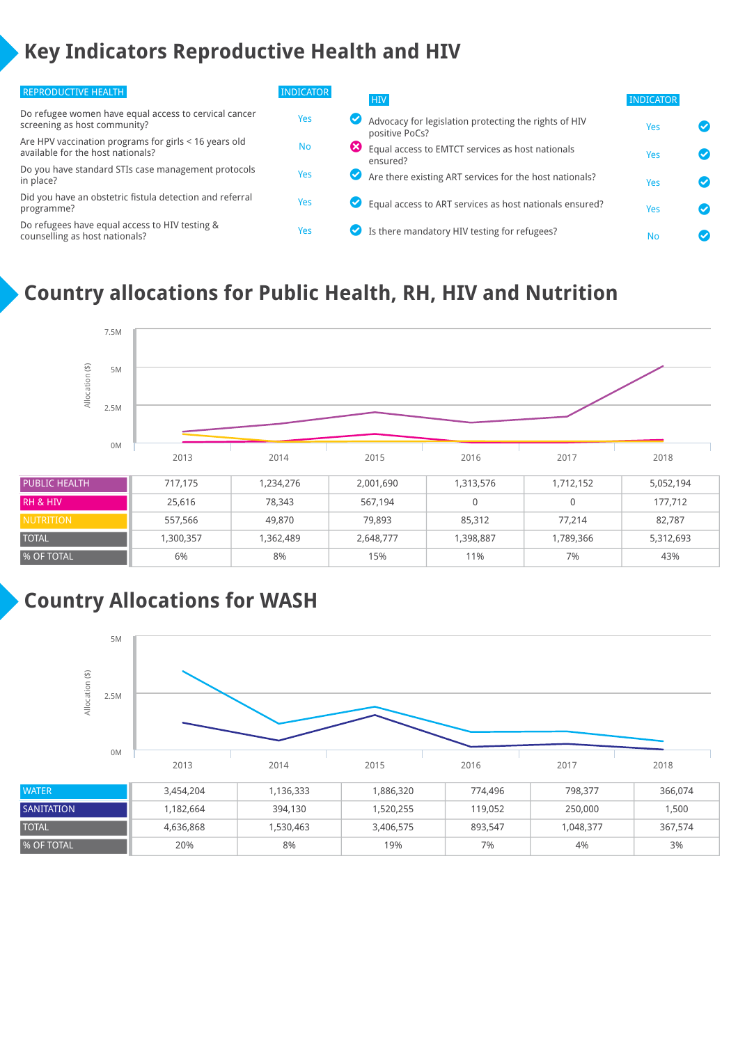# Key Indicators Reproductive Health and HIV

| REPRODUCTIVE HEALTH | INDICATOR |
|---|---|
| Do refugee women have equal access to cervical cancer screening as host community? | Yes |
| Are HPV vaccination programs for girls < 16 years old available for the host nationals? | No |
| Do you have standard STIs case management protocols in place? | Yes |
| Did you have an obstetric fistula detection and referral programme? | Yes |
| Do refugees have equal access to HIV testing & counselling as host nationals? | Yes |

| HIV | INDICATOR |
|---|---|
| Advocacy for legislation protecting the rights of HIV positive PoCs? | Yes |
| Equal access to EMTCT services as host nationals ensured? | Yes |
| Are there existing ART services for the host nationals? | Yes |
| Equal access to ART services as host nationals ensured? | Yes |
| Is there mandatory HIV testing for refugees? | No |

# Country allocations for Public Health, RH, HIV and Nutrition

Allocation ($)

7.5M
5M
2.5M
0M

| | 2013 | 2014 | 2015 | 2016 | 2017 | 2018 |
|---|---|---|---|---|---|---|
| PUBLIC HEALTH | 717,175 | 1,234,276 | 2,001,690 | 1,313,576 | 1,712,152 | 5,052,194 |
| RH & HIV | 25,616 | 78,343 | 567,194 | 0 | 0 | 177,712 |
| NUTRITION | 557,566 | 49,870 | 79,893 | 85,312 | 77,214 | 82,787 |
| TOTAL | 1,300,357 | 1,362,489 | 2,648,777 | 1,398,887 | 1,789,366 | 5,312,693 |
| % OF TOTAL | 6% | 8% | 15% | 11% | 7% | 43% |

# Country Allocations for WASH

Allocation ($)

5M
2.5M
0M

| | 2013 | 2014 | 2015 | 2016 | 2017 | 2018 |
|---|---|---|---|---|---|---|
| WATER | 3,454,204 | 1,136,333 | 1,886,320 | 774,496 | 798,377 | 366,074 |
| SANITATION | 1,182,664 | 394,130 | 1,520,255 | 119,052 | 250,000 | 1,500 |
| TOTAL | 4,636,868 | 1,530,463 | 3,406,575 | 893,547 | 1,048,377 | 367,574 |
| % OF TOTAL | 20% | 8% | 19% | 7% | 4% | 3% |